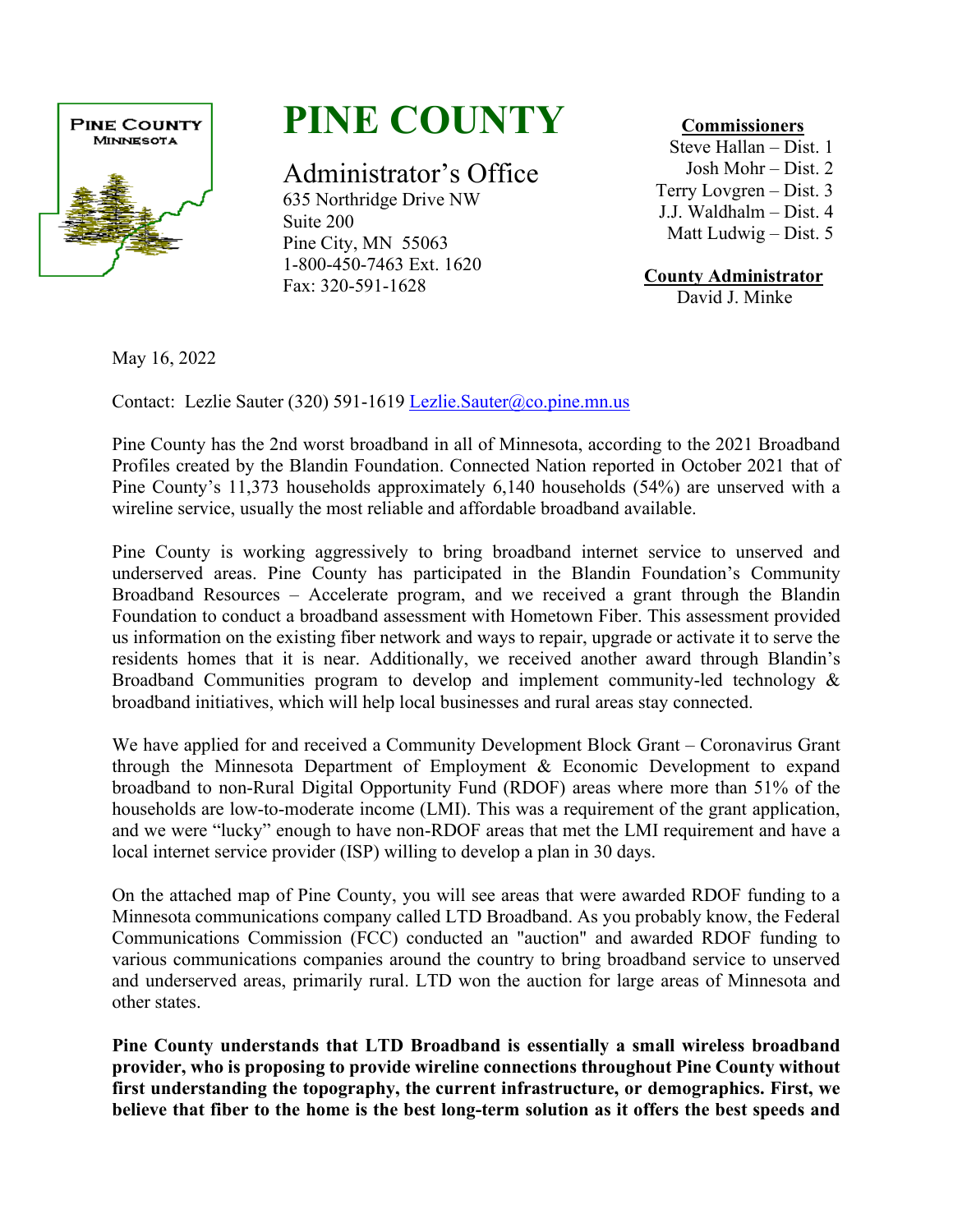PINE COUNTY
MINNESOTA

# PINE COUNTY

## Administrator's Office

635 Northridge Drive NW
Suite 200
Pine City, MN 55063
1-800-450-7463 Ext. 1620
Fax: 320-591-1628

**Commissioners**
Steve Hallan – Dist. 1
Josh Mohr – Dist. 2
Terry Lovgren – Dist. 3
J.J. Waldhalm – Dist. 4
Matt Ludwig – Dist. 5

**County Administrator**
David J. Minke

May 16, 2022

Contact: Lezlie Sauter (320) 591-1619 Lezlie.Sauter@co.pine.mn.us

Pine County has the 2nd worst broadband in all of Minnesota, according to the 2021 Broadband Profiles created by the Blandin Foundation. Connected Nation reported in October 2021 that of Pine County's 11,373 households approximately 6,140 households (54%) are unserved with a wireline service, usually the most reliable and affordable broadband available.

Pine County is working aggressively to bring broadband internet service to unserved and underserved areas. Pine County has participated in the Blandin Foundation's Community Broadband Resources – Accelerate program, and we received a grant through the Blandin Foundation to conduct a broadband assessment with Hometown Fiber. This assessment provided us information on the existing fiber network and ways to repair, upgrade or activate it to serve the residents homes that it is near. Additionally, we received another award through Blandin's Broadband Communities program to develop and implement community-led technology & broadband initiatives, which will help local businesses and rural areas stay connected.

We have applied for and received a Community Development Block Grant – Coronavirus Grant through the Minnesota Department of Employment & Economic Development to expand broadband to non-Rural Digital Opportunity Fund (RDOF) areas where more than 51% of the households are low-to-moderate income (LMI). This was a requirement of the grant application, and we were "lucky" enough to have non-RDOF areas that met the LMI requirement and have a local internet service provider (ISP) willing to develop a plan in 30 days.

On the attached map of Pine County, you will see areas that were awarded RDOF funding to a Minnesota communications company called LTD Broadband. As you probably know, the Federal Communications Commission (FCC) conducted an "auction" and awarded RDOF funding to various communications companies around the country to bring broadband service to unserved and underserved areas, primarily rural. LTD won the auction for large areas of Minnesota and other states.

**Pine County understands that LTD Broadband is essentially a small wireless broadband provider, who is proposing to provide wireline connections throughout Pine County without first understanding the topography, the current infrastructure, or demographics. First, we believe that fiber to the home is the best long-term solution as it offers the best speeds and**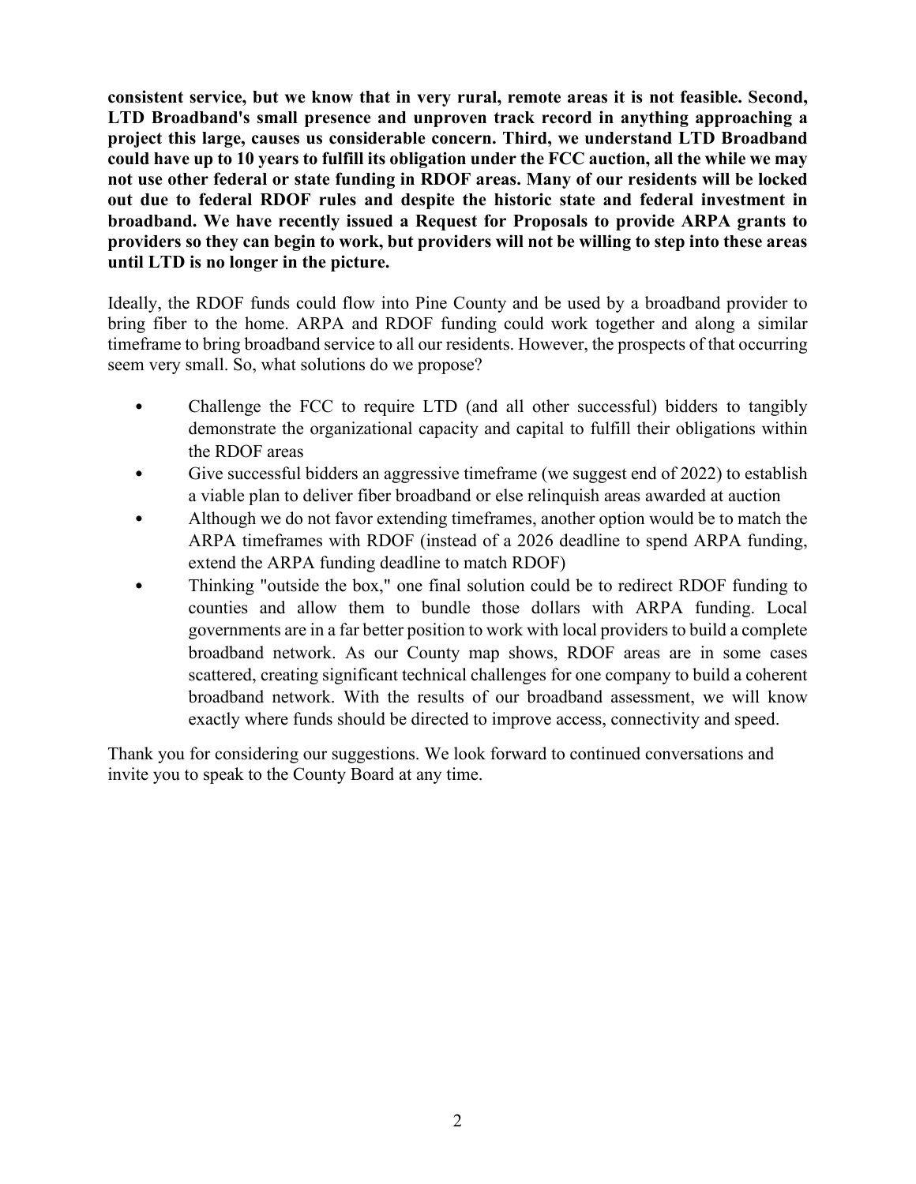**consistent service, but we know that in very rural, remote areas it is not feasible. Second, LTD Broadband's small presence and unproven track record in anything approaching a project this large, causes us considerable concern. Third, we understand LTD Broadband could have up to 10 years to fulfill its obligation under the FCC auction, all the while we may not use other federal or state funding in RDOF areas. Many of our residents will be locked out due to federal RDOF rules and despite the historic state and federal investment in broadband. We have recently issued a Request for Proposals to provide ARPA grants to providers so they can begin to work, but providers will not be willing to step into these areas until LTD is no longer in the picture.**

Ideally, the RDOF funds could flow into Pine County and be used by a broadband provider to bring fiber to the home. ARPA and RDOF funding could work together and along a similar timeframe to bring broadband service to all our residents. However, the prospects of that occurring seem very small. So, what solutions do we propose?

- Challenge the FCC to require LTD (and all other successful) bidders to tangibly demonstrate the organizational capacity and capital to fulfill their obligations within the RDOF areas
- Give successful bidders an aggressive timeframe (we suggest end of 2022) to establish a viable plan to deliver fiber broadband or else relinquish areas awarded at auction
- Although we do not favor extending timeframes, another option would be to match the ARPA timeframes with RDOF (instead of a 2026 deadline to spend ARPA funding, extend the ARPA funding deadline to match RDOF)
- Thinking "outside the box," one final solution could be to redirect RDOF funding to counties and allow them to bundle those dollars with ARPA funding. Local governments are in a far better position to work with local providers to build a complete broadband network. As our County map shows, RDOF areas are in some cases scattered, creating significant technical challenges for one company to build a coherent broadband network. With the results of our broadband assessment, we will know exactly where funds should be directed to improve access, connectivity and speed.

Thank you for considering our suggestions. We look forward to continued conversations and invite you to speak to the County Board at any time.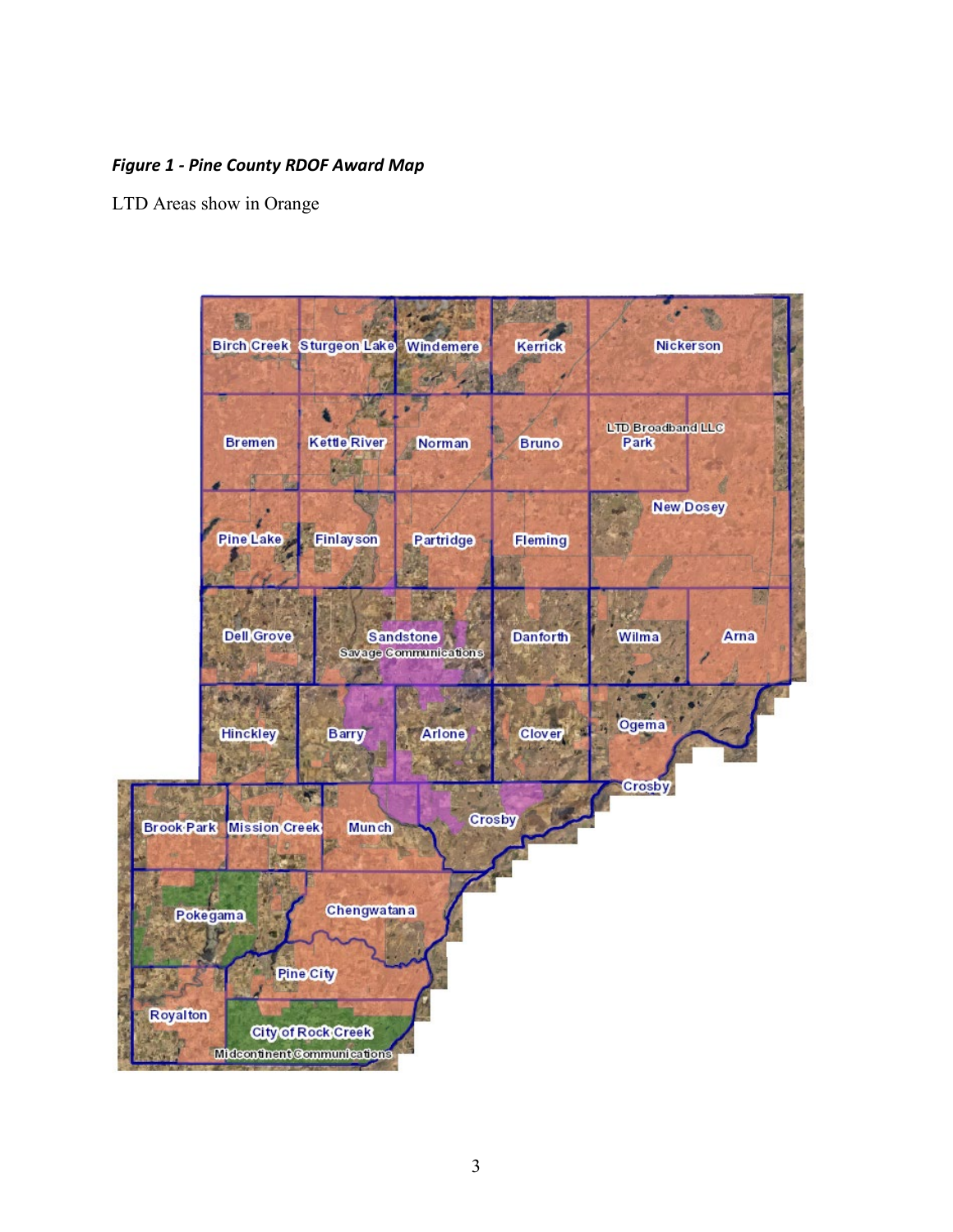***Figure 1 - Pine County RDOF Award Map***

LTD Areas show in Orange

Birch Creek
Sturgeon Lake
Windemere
Kerrick
Nickerson
Bremen
Kettle River
Norman
Bruno
LTD Broadband LLC
Park
New Dosey
Pine Lake
Finlayson
Partridge
Fleming
Dell Grove
Sandstone
Savage Communications
Danforth
Wilma
Arna
Hinckley
Barry
Arlone
Clover
Ogema
Crosby
Brook Park
Mission Creek
Munch
Crosby
Pokegama
Chengwatana
Pine City
Royalton
City of Rock Creek
Midcontinent Communications